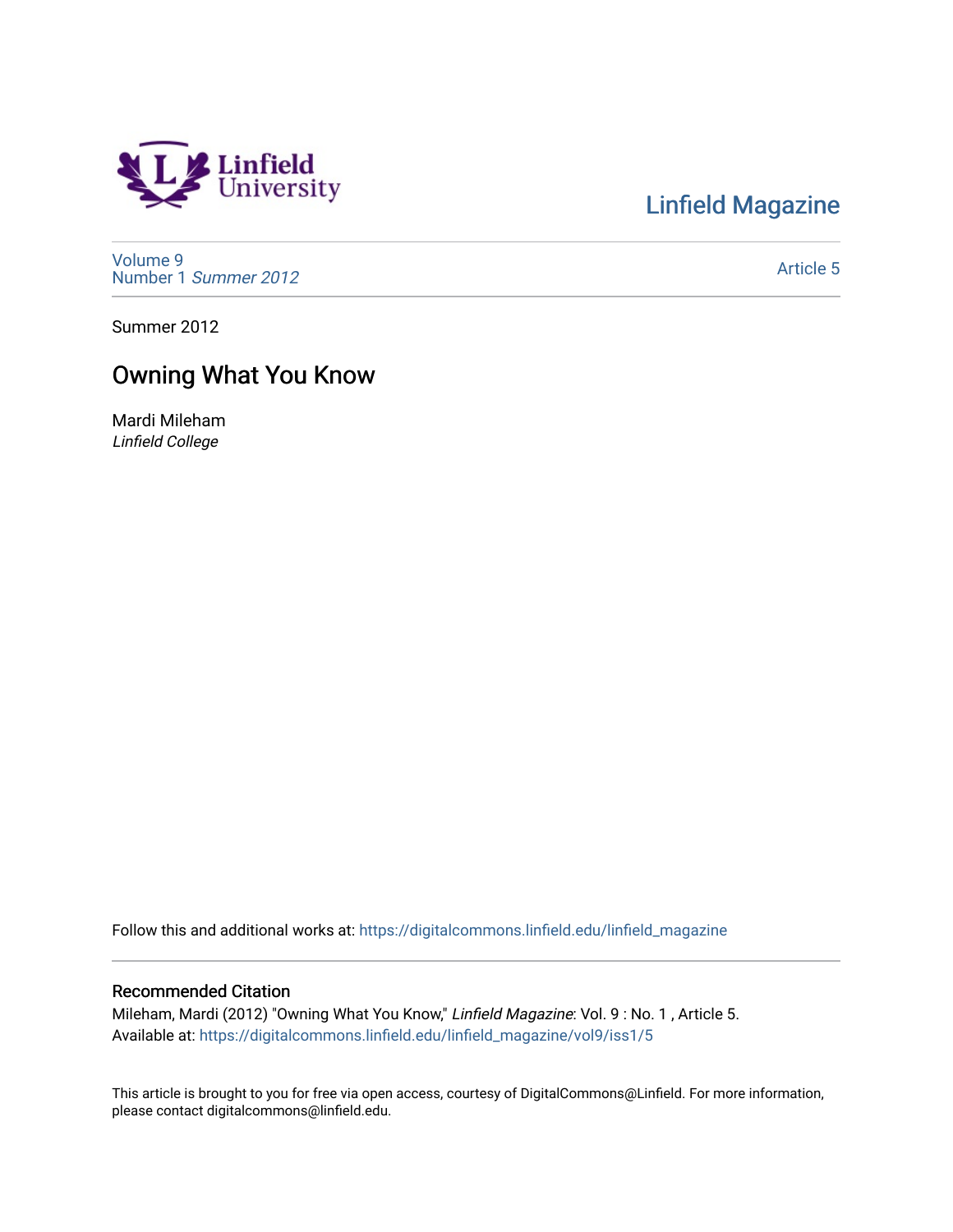Linfield University

Linfield Magazine

Volume 9
Number 1 *Summer 2012*

Article 5

Summer 2012

# Owning What You Know

Mardi Mileham
*Linfield College*

Follow this and additional works at: https://digitalcommons.linfield.edu/linfield_magazine

## Recommended Citation

Mileham, Mardi (2012) "Owning What You Know," *Linfield Magazine*: Vol. 9 : No. 1 , Article 5.
Available at: https://digitalcommons.linfield.edu/linfield_magazine/vol9/iss1/5

This article is brought to you for free via open access, courtesy of DigitalCommons@Linfield. For more information, please contact digitalcommons@linfield.edu.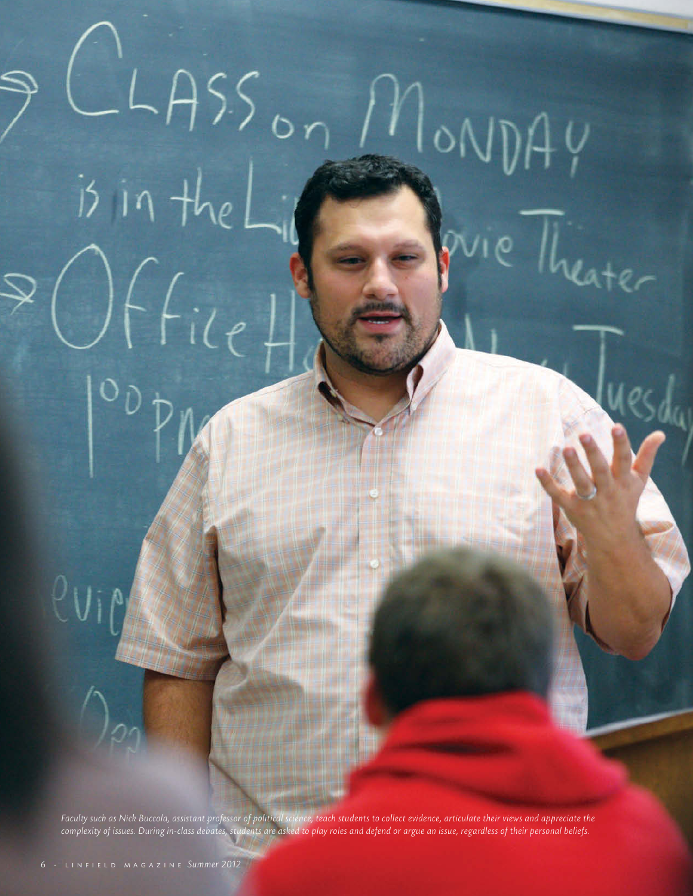*Faculty such as Nick Buccola, assistant professor of political science, teach students to collect evidence, articulate their views and appreciate the complexity of issues. During in-class debates, students are asked to play roles and defend or argue an issue, regardless of their personal beliefs.*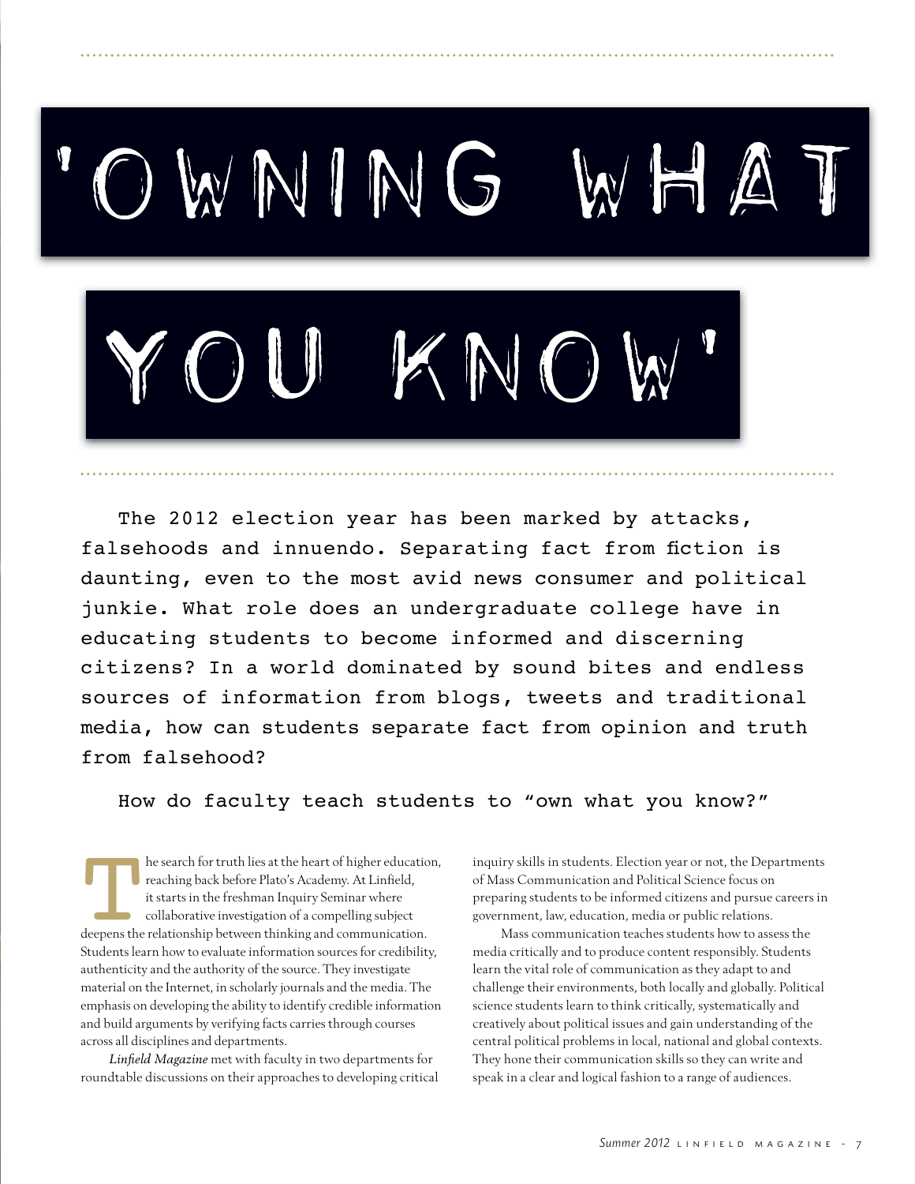# 'OWNING WHAT YOU KNOW'

The 2012 election year has been marked by attacks, falsehoods and innuendo. Separating fact from fiction is daunting, even to the most avid news consumer and political junkie. What role does an undergraduate college have in educating students to become informed and discerning citizens? In a world dominated by sound bites and endless sources of information from blogs, tweets and traditional media, how can students separate fact from opinion and truth from falsehood?

How do faculty teach students to "own what you know?"

The search for truth lies at the heart of higher education, reaching back before Plato's Academy. At Linfield, it starts in the freshman Inquiry Seminar where collaborative investigation of a compelling subject deepens the relationship between thinking and communication. Students learn how to evaluate information sources for credibility, authenticity and the authority of the source. They investigate material on the Internet, in scholarly journals and the media. The emphasis on developing the ability to identify credible information and build arguments by verifying facts carries through courses across all disciplines and departments.

*Linfield Magazine* met with faculty in two departments for roundtable discussions on their approaches to developing critical inquiry skills in students. Election year or not, the Departments of Mass Communication and Political Science focus on preparing students to be informed citizens and pursue careers in government, law, education, media or public relations.

Mass communication teaches students how to assess the media critically and to produce content responsibly. Students learn the vital role of communication as they adapt to and challenge their environments, both locally and globally. Political science students learn to think critically, systematically and creatively about political issues and gain understanding of the central political problems in local, national and global contexts. They hone their communication skills so they can write and speak in a clear and logical fashion to a range of audiences.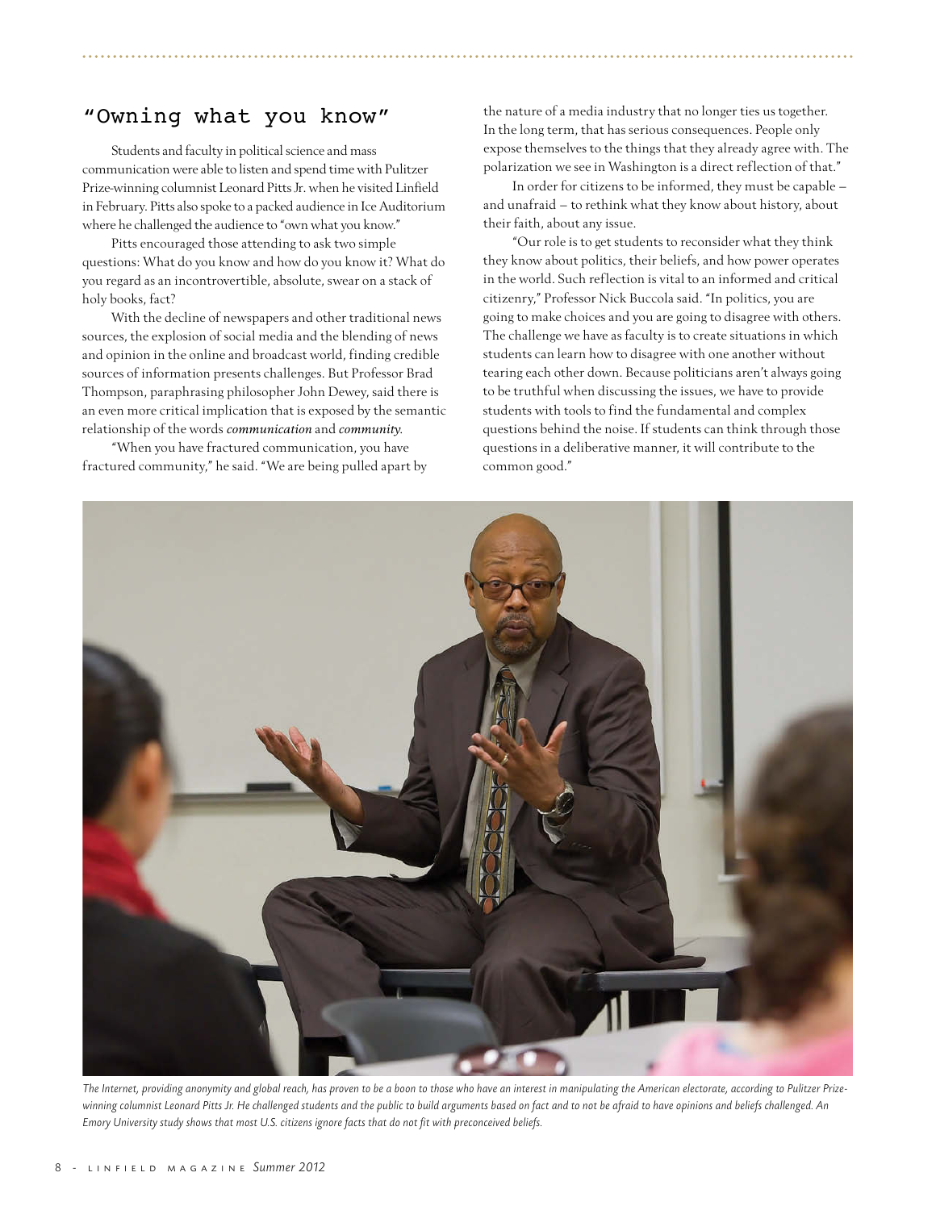## "Owning what you know"

Students and faculty in political science and mass communication were able to listen and spend time with Pulitzer Prize-winning columnist Leonard Pitts Jr. when he visited Linfield in February. Pitts also spoke to a packed audience in Ice Auditorium where he challenged the audience to "own what you know."

Pitts encouraged those attending to ask two simple questions: What do you know and how do you know it? What do you regard as an incontrovertible, absolute, swear on a stack of holy books, fact?

With the decline of newspapers and other traditional news sources, the explosion of social media and the blending of news and opinion in the online and broadcast world, finding credible sources of information presents challenges. But Professor Brad Thompson, paraphrasing philosopher John Dewey, said there is an even more critical implication that is exposed by the semantic relationship of the words *communication* and *community*.

"When you have fractured communication, you have fractured community," he said. "We are being pulled apart by the nature of a media industry that no longer ties us together. In the long term, that has serious consequences. People only expose themselves to the things that they already agree with. The polarization we see in Washington is a direct reflection of that."

In order for citizens to be informed, they must be capable – and unafraid – to rethink what they know about history, about their faith, about any issue.

"Our role is to get students to reconsider what they think they know about politics, their beliefs, and how power operates in the world. Such reflection is vital to an informed and critical citizenry," Professor Nick Buccola said. "In politics, you are going to make choices and you are going to disagree with others. The challenge we have as faculty is to create situations in which students can learn how to disagree with one another without tearing each other down. Because politicians aren't always going to be truthful when discussing the issues, we have to provide students with tools to find the fundamental and complex questions behind the noise. If students can think through those questions in a deliberative manner, it will contribute to the common good."

*The Internet, providing anonymity and global reach, has proven to be a boon to those who have an interest in manipulating the American electorate, according to Pulitzer Prize-winning columnist Leonard Pitts Jr. He challenged students and the public to build arguments based on fact and to not be afraid to have opinions and beliefs challenged. An Emory University study shows that most U.S. citizens ignore facts that do not fit with preconceived beliefs.*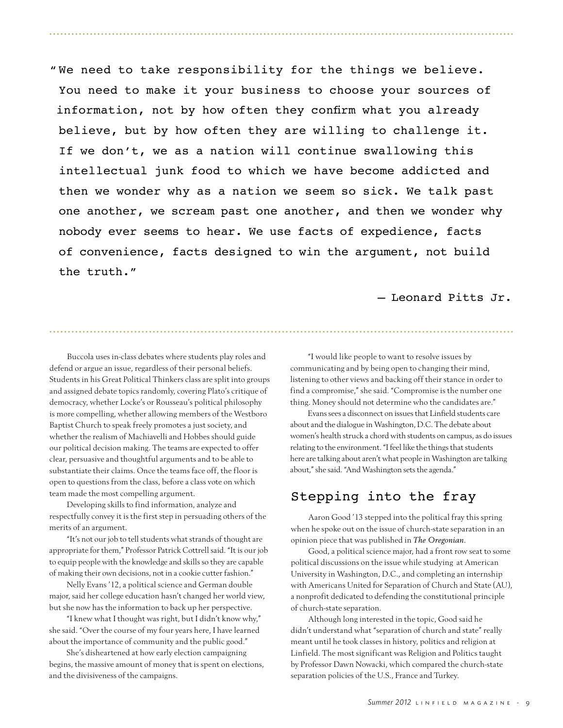"We need to take responsibility for the things we believe. You need to make it your business to choose your sources of information, not by how often they confirm what you already believe, but by how often they are willing to challenge it. If we don't, we as a nation will continue swallowing this intellectual junk food to which we have become addicted and then we wonder why as a nation we seem so sick. We talk past one another, we scream past one another, and then we wonder why nobody ever seems to hear. We use facts of expedience, facts of convenience, facts designed to win the argument, not build the truth."

— Leonard Pitts Jr.

Buccola uses in-class debates where students play roles and defend or argue an issue, regardless of their personal beliefs. Students in his Great Political Thinkers class are split into groups and assigned debate topics randomly, covering Plato's critique of democracy, whether Locke's or Rousseau's political philosophy is more compelling, whether allowing members of the Westboro Baptist Church to speak freely promotes a just society, and whether the realism of Machiavelli and Hobbes should guide our political decision making. The teams are expected to offer clear, persuasive and thoughtful arguments and to be able to substantiate their claims. Once the teams face off, the floor is open to questions from the class, before a class vote on which team made the most compelling argument.

Developing skills to find information, analyze and respectfully convey it is the first step in persuading others of the merits of an argument.

"It's not our job to tell students what strands of thought are appropriate for them," Professor Patrick Cottrell said. "It is our job to equip people with the knowledge and skills so they are capable of making their own decisions, not in a cookie cutter fashion."

Nelly Evans '12, a political science and German double major, said her college education hasn't changed her world view, but she now has the information to back up her perspective.

"I knew what I thought was right, but I didn't know why," she said. "Over the course of my four years here, I have learned about the importance of community and the public good."

She's disheartened at how early election campaigning begins, the massive amount of money that is spent on elections, and the divisiveness of the campaigns.

"I would like people to want to resolve issues by communicating and by being open to changing their mind, listening to other views and backing off their stance in order to find a compromise," she said. "Compromise is the number one thing. Money should not determine who the candidates are."

Evans sees a disconnect on issues that Linfield students care about and the dialogue in Washington, D.C. The debate about women's health struck a chord with students on campus, as do issues relating to the environment. "I feel like the things that students here are talking about aren't what people in Washington are talking about," she said. "And Washington sets the agenda."

## Stepping into the fray

Aaron Good '13 stepped into the political fray this spring when he spoke out on the issue of church-state separation in an opinion piece that was published in *The Oregonian*.

Good, a political science major, had a front row seat to some political discussions on the issue while studying at American University in Washington, D.C., and completing an internship with Americans United for Separation of Church and State (AU), a nonprofit dedicated to defending the constitutional principle of church-state separation.

Although long interested in the topic, Good said he didn't understand what "separation of church and state" really meant until he took classes in history, politics and religion at Linfield. The most significant was Religion and Politics taught by Professor Dawn Nowacki, which compared the church-state separation policies of the U.S., France and Turkey.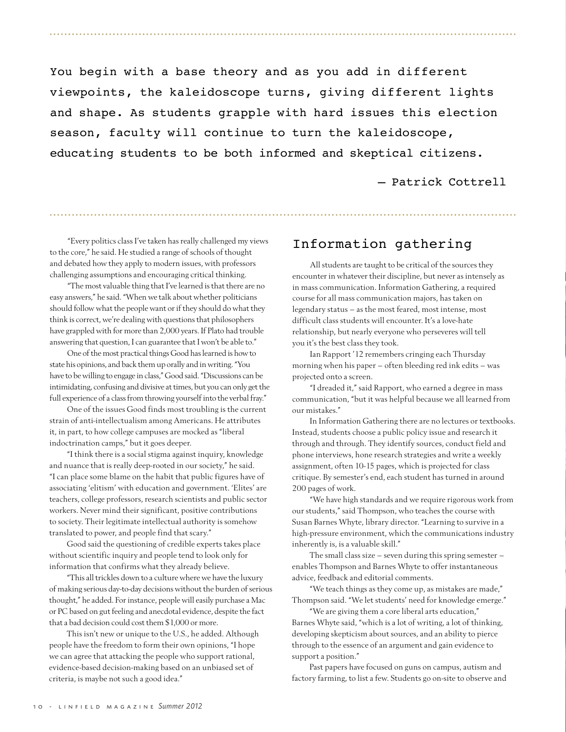> You begin with a base theory and as you add in different viewpoints, the kaleidoscope turns, giving different lights and shape. As students grapple with hard issues this election season, faculty will continue to turn the kaleidoscope, educating students to be both informed and skeptical citizens.
>
> — Patrick Cottrell

"Every politics class I've taken has really challenged my views to the core," he said. He studied a range of schools of thought and debated how they apply to modern issues, with professors challenging assumptions and encouraging critical thinking.

"The most valuable thing that I've learned is that there are no easy answers," he said. "When we talk about whether politicians should follow what the people want or if they should do what they think is correct, we're dealing with questions that philosophers have grappled with for more than 2,000 years. If Plato had trouble answering that question, I can guarantee that I won't be able to."

One of the most practical things Good has learned is how to state his opinions, and back them up orally and in writing. "You have to be willing to engage in class," Good said. "Discussions can be intimidating, confusing and divisive at times, but you can only get the full experience of a class from throwing yourself into the verbal fray."

One of the issues Good finds most troubling is the current strain of anti-intellectualism among Americans. He attributes it, in part, to how college campuses are mocked as "liberal indoctrination camps," but it goes deeper.

"I think there is a social stigma against inquiry, knowledge and nuance that is really deep-rooted in our society," he said. "I can place some blame on the habit that public figures have of associating 'elitism' with education and government. 'Elites' are teachers, college professors, research scientists and public sector workers. Never mind their significant, positive contributions to society. Their legitimate intellectual authority is somehow translated to power, and people find that scary."

Good said the questioning of credible experts takes place without scientific inquiry and people tend to look only for information that confirms what they already believe.

"This all trickles down to a culture where we have the luxury of making serious day-to-day decisions without the burden of serious thought," he added. For instance, people will easily purchase a Mac or PC based on gut feeling and anecdotal evidence, despite the fact that a bad decision could cost them $1,000 or more.

This isn't new or unique to the U.S., he added. Although people have the freedom to form their own opinions, "I hope we can agree that attacking the people who support rational, evidence-based decision-making based on an unbiased set of criteria, is maybe not such a good idea."

## Information gathering

All students are taught to be critical of the sources they encounter in whatever their discipline, but never as intensely as in mass communication. Information Gathering, a required course for all mass communication majors, has taken on legendary status – as the most feared, most intense, most difficult class students will encounter. It's a love-hate relationship, but nearly everyone who perseveres will tell you it's the best class they took.

Ian Rapport '12 remembers cringing each Thursday morning when his paper – often bleeding red ink edits – was projected onto a screen.

"I dreaded it," said Rapport, who earned a degree in mass communication, "but it was helpful because we all learned from our mistakes."

In Information Gathering there are no lectures or textbooks. Instead, students choose a public policy issue and research it through and through. They identify sources, conduct field and phone interviews, hone research strategies and write a weekly assignment, often 10-15 pages, which is projected for class critique. By semester's end, each student has turned in around 200 pages of work.

"We have high standards and we require rigorous work from our students," said Thompson, who teaches the course with Susan Barnes Whyte, library director. "Learning to survive in a high-pressure environment, which the communications industry inherently is, is a valuable skill."

The small class size – seven during this spring semester – enables Thompson and Barnes Whyte to offer instantaneous advice, feedback and editorial comments.

"We teach things as they come up, as mistakes are made," Thompson said. "We let students' need for knowledge emerge."

"We are giving them a core liberal arts education," Barnes Whyte said, "which is a lot of writing, a lot of thinking, developing skepticism about sources, and an ability to pierce through to the essence of an argument and gain evidence to support a position."

Past papers have focused on guns on campus, autism and factory farming, to list a few. Students go on-site to observe and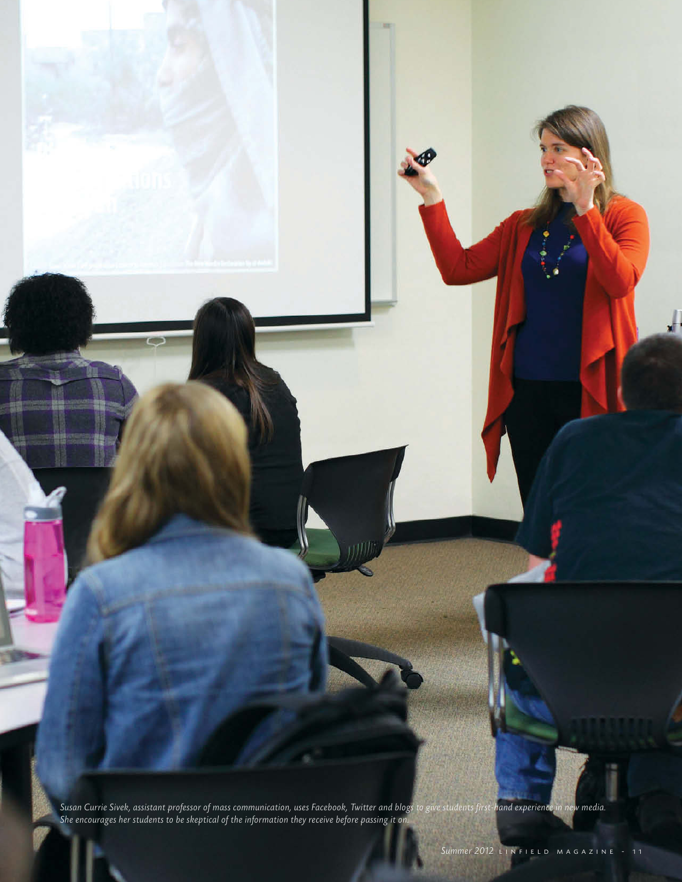*Susan Currie Sivek, assistant professor of mass communication, uses Facebook, Twitter and blogs to give students first-hand experience in new media. She encourages her students to be skeptical of the information they receive before passing it on.*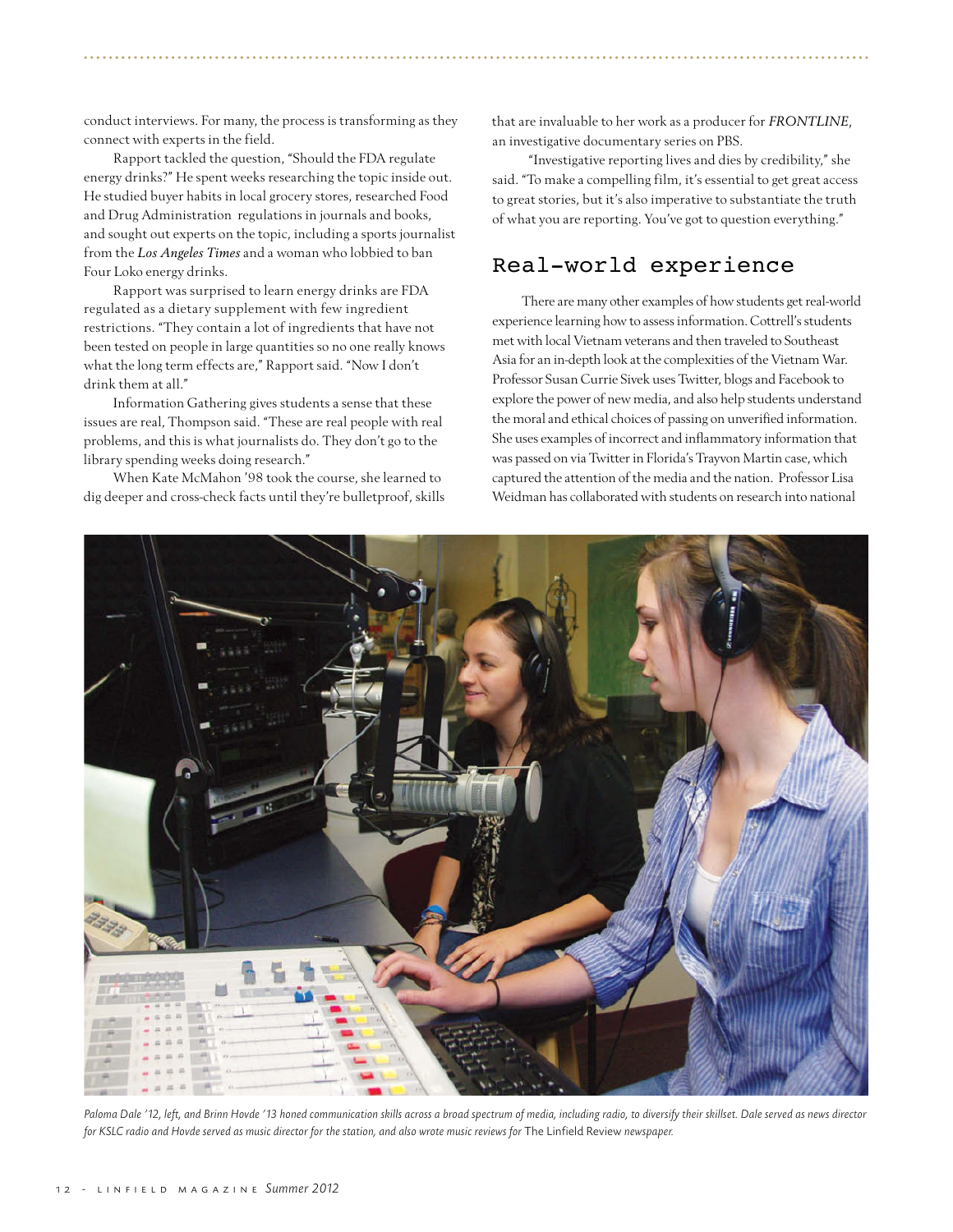conduct interviews. For many, the process is transforming as they connect with experts in the field.

Rapport tackled the question, "Should the FDA regulate energy drinks?" He spent weeks researching the topic inside out. He studied buyer habits in local grocery stores, researched Food and Drug Administration regulations in journals and books, and sought out experts on the topic, including a sports journalist from the *Los Angeles Times* and a woman who lobbied to ban Four Loko energy drinks.

Rapport was surprised to learn energy drinks are FDA regulated as a dietary supplement with few ingredient restrictions. "They contain a lot of ingredients that have not been tested on people in large quantities so no one really knows what the long term effects are," Rapport said. "Now I don't drink them at all."

Information Gathering gives students a sense that these issues are real, Thompson said. "These are real people with real problems, and this is what journalists do. They don't go to the library spending weeks doing research."

When Kate McMahon '98 took the course, she learned to dig deeper and cross-check facts until they're bulletproof, skills that are invaluable to her work as a producer for ***FRONTLINE***, an investigative documentary series on PBS.

"Investigative reporting lives and dies by credibility," she said. "To make a compelling film, it's essential to get great access to great stories, but it's also imperative to substantiate the truth of what you are reporting. You've got to question everything."

## Real-world experience

There are many other examples of how students get real-world experience learning how to assess information. Cottrell's students met with local Vietnam veterans and then traveled to Southeast Asia for an in-depth look at the complexities of the Vietnam War. Professor Susan Currie Sivek uses Twitter, blogs and Facebook to explore the power of new media, and also help students understand the moral and ethical choices of passing on unverified information. She uses examples of incorrect and inflammatory information that was passed on via Twitter in Florida's Trayvon Martin case, which captured the attention of the media and the nation. Professor Lisa Weidman has collaborated with students on research into national

*Paloma Dale '12, left, and Brinn Hovde '13 honed communication skills across a broad spectrum of media, including radio, to diversify their skillset. Dale served as news director for KSLC radio and Hovde served as music director for the station, and also wrote music reviews for* The Linfield Review *newspaper.*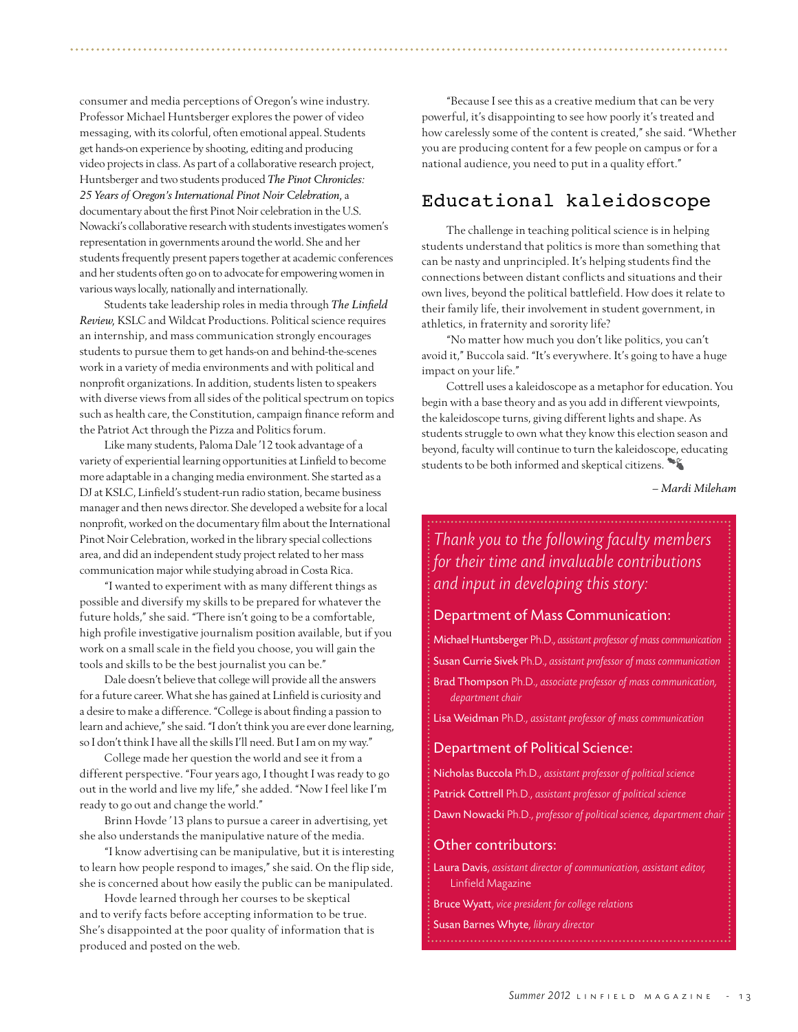consumer and media perceptions of Oregon's wine industry. Professor Michael Huntsberger explores the power of video messaging, with its colorful, often emotional appeal. Students get hands-on experience by shooting, editing and producing video projects in class. As part of a collaborative research project, Huntsberger and two students produced *The Pinot Chronicles: 25 Years of Oregon's International Pinot Noir Celebration*, a documentary about the first Pinot Noir celebration in the U.S. Nowacki's collaborative research with students investigates women's representation in governments around the world. She and her students frequently present papers together at academic conferences and her students often go on to advocate for empowering women in various ways locally, nationally and internationally.

Students take leadership roles in media through *The Linfield Review*, KSLC and Wildcat Productions. Political science requires an internship, and mass communication strongly encourages students to pursue them to get hands-on and behind-the-scenes work in a variety of media environments and with political and nonprofit organizations. In addition, students listen to speakers with diverse views from all sides of the political spectrum on topics such as health care, the Constitution, campaign finance reform and the Patriot Act through the Pizza and Politics forum.

Like many students, Paloma Dale '12 took advantage of a variety of experiential learning opportunities at Linfield to become more adaptable in a changing media environment. She started as a DJ at KSLC, Linfield's student-run radio station, became business manager and then news director. She developed a website for a local nonprofit, worked on the documentary film about the International Pinot Noir Celebration, worked in the library special collections area, and did an independent study project related to her mass communication major while studying abroad in Costa Rica.

"I wanted to experiment with as many different things as possible and diversify my skills to be prepared for whatever the future holds," she said. "There isn't going to be a comfortable, high profile investigative journalism position available, but if you work on a small scale in the field you choose, you will gain the tools and skills to be the best journalist you can be."

Dale doesn't believe that college will provide all the answers for a future career. What she has gained at Linfield is curiosity and a desire to make a difference. "College is about finding a passion to learn and achieve," she said. "I don't think you are ever done learning, so I don't think I have all the skills I'll need. But I am on my way."

College made her question the world and see it from a different perspective. "Four years ago, I thought I was ready to go out in the world and live my life," she added. "Now I feel like I'm ready to go out and change the world."

Brinn Hovde '13 plans to pursue a career in advertising, yet she also understands the manipulative nature of the media.

"I know advertising can be manipulative, but it is interesting to learn how people respond to images," she said. On the flip side, she is concerned about how easily the public can be manipulated.

Hovde learned through her courses to be skeptical and to verify facts before accepting information to be true. She's disappointed at the poor quality of information that is produced and posted on the web.

"Because I see this as a creative medium that can be very powerful, it's disappointing to see how poorly it's treated and how carelessly some of the content is created," she said. "Whether you are producing content for a few people on campus or for a national audience, you need to put in a quality effort."

## Educational kaleidoscope

The challenge in teaching political science is in helping students understand that politics is more than something that can be nasty and unprincipled. It's helping students find the connections between distant conflicts and situations and their own lives, beyond the political battlefield. How does it relate to their family life, their involvement in student government, in athletics, in fraternity and sorority life?

"No matter how much you don't like politics, you can't avoid it," Buccola said. "It's everywhere. It's going to have a huge impact on your life."

Cottrell uses a kaleidoscope as a metaphor for education. You begin with a base theory and as you add in different viewpoints, the kaleidoscope turns, giving different lights and shape. As students struggle to own what they know this election season and beyond, faculty will continue to turn the kaleidoscope, educating students to be both informed and skeptical citizens.

*– Mardi Mileham*

*Thank you to the following faculty members for their time and invaluable contributions and input in developing this story:*

### Department of Mass Communication:

- Michael Huntsberger Ph.D., *assistant professor of mass communication*
- Susan Currie Sivek Ph.D., *assistant professor of mass communication*
- Brad Thompson Ph.D., *associate professor of mass communication, department chair*
- Lisa Weidman Ph.D., *assistant professor of mass communication*

### Department of Political Science:

- Nicholas Buccola Ph.D., *assistant professor of political science*
- Patrick Cottrell Ph.D., *assistant professor of political science*
- Dawn Nowacki Ph.D., *professor of political science, department chair*

### Other contributors:

- Laura Davis, *assistant director of communication, assistant editor,* Linfield Magazine
- Bruce Wyatt, *vice president for college relations*
- Susan Barnes Whyte, *library director*